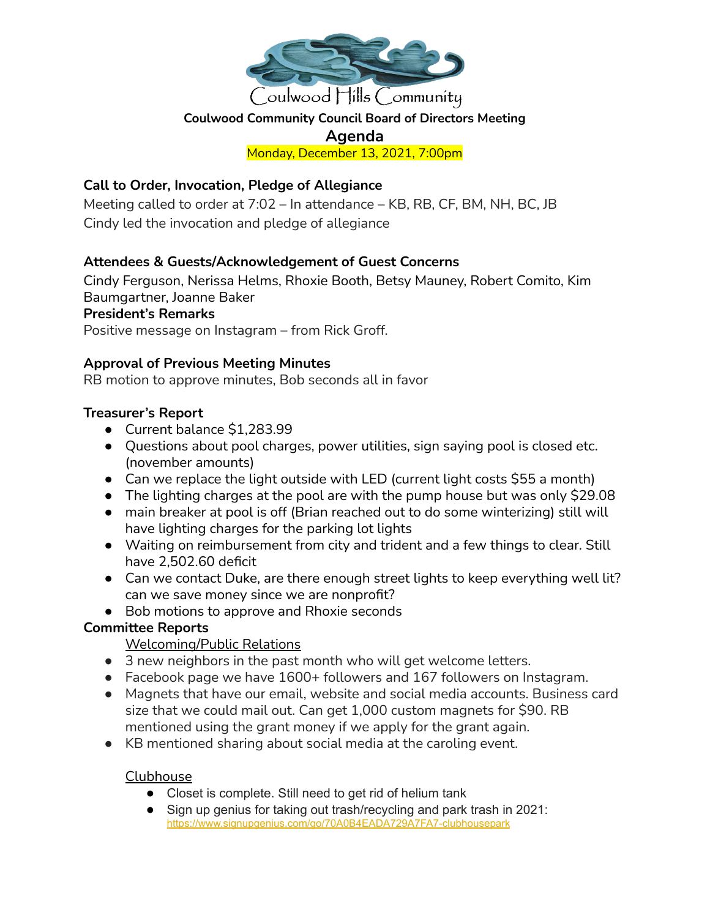Coulwood Hills Community

**Coulwood Community Council Board of Directors Meeting**

# Agenda

Monday, December 13, 2021, 7:00pm

### Call to Order, Invocation, Pledge of Allegiance

Meeting called to order at 7:02 – In attendance – KB, RB, CF, BM, NH, BC, JB

Cindy led the invocation and pledge of allegiance

### Attendees & Guests/Acknowledgement of Guest Concerns

Cindy Ferguson, Nerissa Helms, Rhoxie Booth, Betsy Mauney, Robert Comito, Kim Baumgartner, Joanne Baker

### President's Remarks

Positive message on Instagram – from Rick Groff.

### Approval of Previous Meeting Minutes

RB motion to approve minutes, Bob seconds all in favor

### Treasurer's Report

- Current balance $1,283.99
- Questions about pool charges, power utilities, sign saying pool is closed etc. (november amounts)
- Can we replace the light outside with LED (current light costs $55 a month)
- The lighting charges at the pool are with the pump house but was only $29.08
- main breaker at pool is off (Brian reached out to do some winterizing) still will have lighting charges for the parking lot lights
- Waiting on reimbursement from city and trident and a few things to clear. Still have 2,502.60 deficit
- Can we contact Duke, are there enough street lights to keep everything well lit? can we save money since we are nonprofit?
- Bob motions to approve and Rhoxie seconds

### Committee Reports

Welcoming/Public Relations

- 3 new neighbors in the past month who will get welcome letters.
- Facebook page we have 1600+ followers and 167 followers on Instagram.
- Magnets that have our email, website and social media accounts. Business card size that we could mail out. Can get 1,000 custom magnets for $90. RB mentioned using the grant money if we apply for the grant again.
- KB mentioned sharing about social media at the caroling event.

Clubhouse

- Closet is complete. Still need to get rid of helium tank
- Sign up genius for taking out trash/recycling and park trash in 2021: https://www.signupgenius.com/go/70A0B4EADA729A7FA7-clubhousepark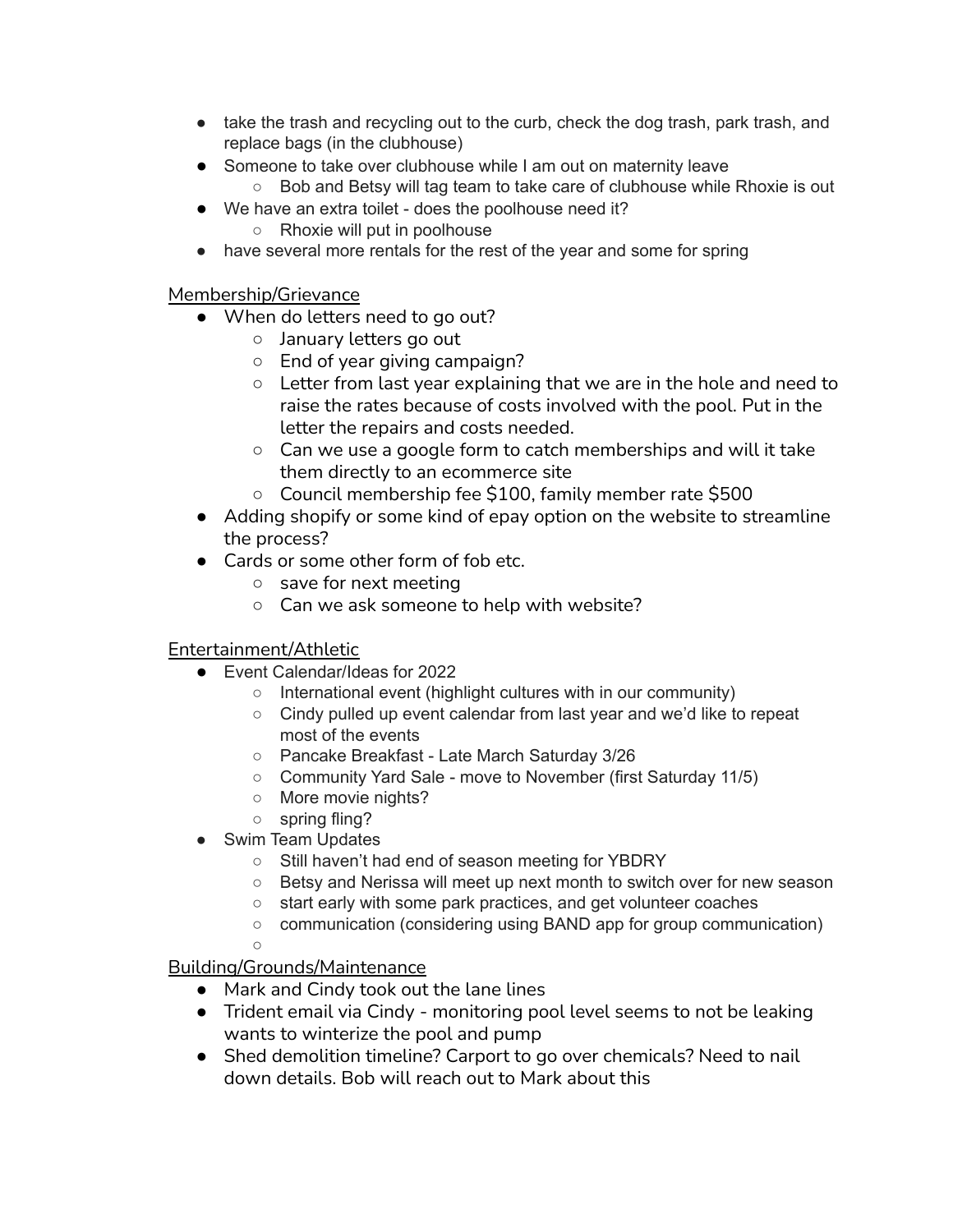- take the trash and recycling out to the curb, check the dog trash, park trash, and replace bags (in the clubhouse)
- Someone to take over clubhouse while I am out on maternity leave
  - Bob and Betsy will tag team to take care of clubhouse while Rhoxie is out
- We have an extra toilet - does the poolhouse need it?
  - Rhoxie will put in poolhouse
- have several more rentals for the rest of the year and some for spring

<u>Membership/Grievance</u>

- When do letters need to go out?
  - January letters go out
  - End of year giving campaign?
  - Letter from last year explaining that we are in the hole and need to raise the rates because of costs involved with the pool. Put in the letter the repairs and costs needed.
  - Can we use a google form to catch memberships and will it take them directly to an ecommerce site
  - Council membership fee $100, family member rate $500
- Adding shopify or some kind of epay option on the website to streamline the process?
- Cards or some other form of fob etc.
  - save for next meeting
  - Can we ask someone to help with website?

<u>Entertainment/Athletic</u>

- Event Calendar/Ideas for 2022
  - International event (highlight cultures with in our community)
  - Cindy pulled up event calendar from last year and we'd like to repeat most of the events
  - Pancake Breakfast - Late March Saturday 3/26
  - Community Yard Sale - move to November (first Saturday 11/5)
  - More movie nights?
  - spring fling?
- Swim Team Updates
  - Still haven't had end of season meeting for YBDRY
  - Betsy and Nerissa will meet up next month to switch over for new season
  - start early with some park practices, and get volunteer coaches
  - communication (considering using BAND app for group communication)
  -

<u>Building/Grounds/Maintenance</u>

- Mark and Cindy took out the lane lines
- Trident email via Cindy - monitoring pool level seems to not be leaking wants to winterize the pool and pump
- Shed demolition timeline? Carport to go over chemicals? Need to nail down details. Bob will reach out to Mark about this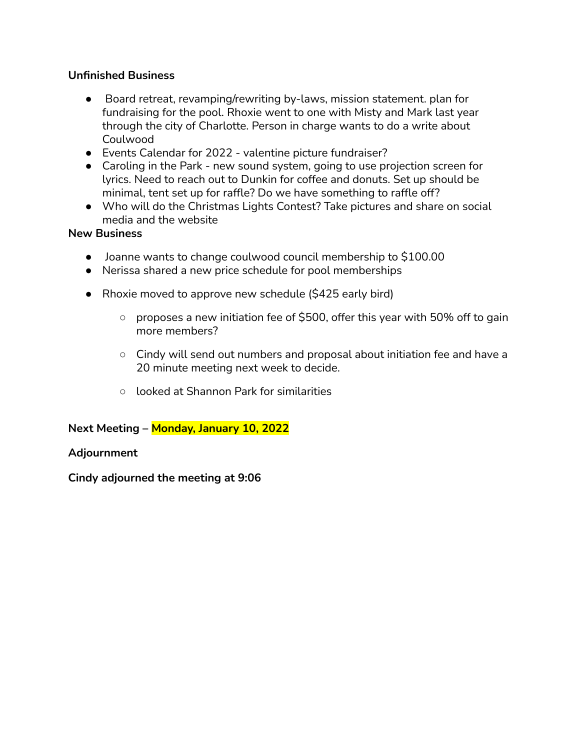**Unfinished Business**

- Board retreat, revamping/rewriting by-laws, mission statement. plan for fundraising for the pool. Rhoxie went to one with Misty and Mark last year through the city of Charlotte. Person in charge wants to do a write about Coulwood
- Events Calendar for 2022 - valentine picture fundraiser?
- Caroling in the Park - new sound system, going to use projection screen for lyrics. Need to reach out to Dunkin for coffee and donuts. Set up should be minimal, tent set up for raffle? Do we have something to raffle off?
- Who will do the Christmas Lights Contest? Take pictures and share on social media and the website

**New Business**

- Joanne wants to change coulwood council membership to $100.00
- Nerissa shared a new price schedule for pool memberships
- Rhoxie moved to approve new schedule ($425 early bird)
    - proposes a new initiation fee of $500, offer this year with 50% off to gain more members?
    - Cindy will send out numbers and proposal about initiation fee and have a 20 minute meeting next week to decide.
    - looked at Shannon Park for similarities

**Next Meeting – Monday, January 10, 2022**

**Adjournment**

**Cindy adjourned the meeting at 9:06**